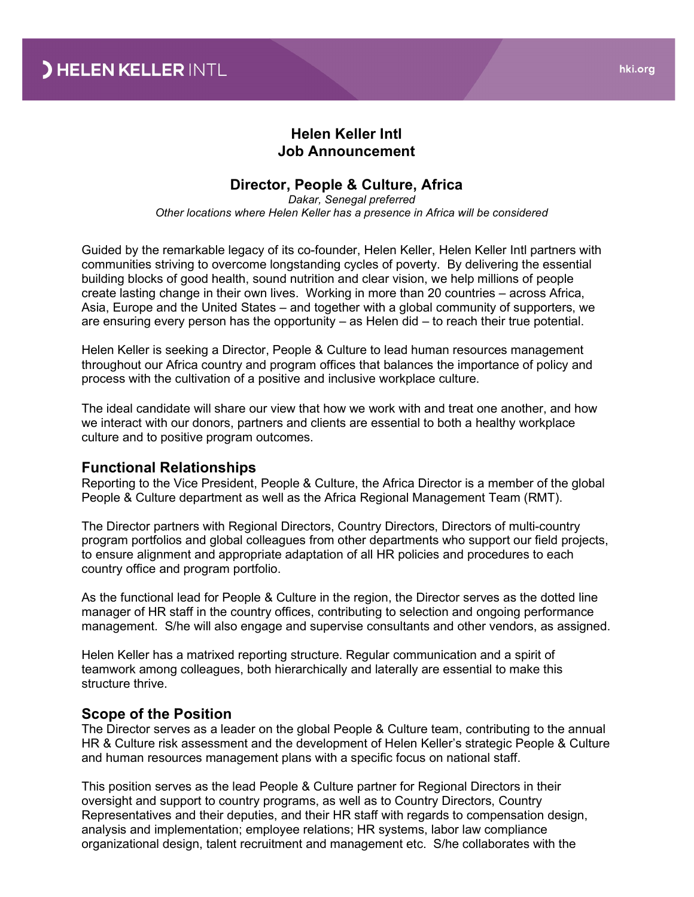# Helen Keller Intl
# Job Announcement

## Director, People & Culture, Africa

*Dakar, Senegal preferred*
*Other locations where Helen Keller has a presence in Africa will be considered*

Guided by the remarkable legacy of its co-founder, Helen Keller, Helen Keller Intl partners with communities striving to overcome longstanding cycles of poverty. By delivering the essential building blocks of good health, sound nutrition and clear vision, we help millions of people create lasting change in their own lives. Working in more than 20 countries – across Africa, Asia, Europe and the United States – and together with a global community of supporters, we are ensuring every person has the opportunity – as Helen did – to reach their true potential.

Helen Keller is seeking a Director, People & Culture to lead human resources management throughout our Africa country and program offices that balances the importance of policy and process with the cultivation of a positive and inclusive workplace culture.

The ideal candidate will share our view that how we work with and treat one another, and how we interact with our donors, partners and clients are essential to both a healthy workplace culture and to positive program outcomes.

### Functional Relationships

Reporting to the Vice President, People & Culture, the Africa Director is a member of the global People & Culture department as well as the Africa Regional Management Team (RMT).

The Director partners with Regional Directors, Country Directors, Directors of multi-country program portfolios and global colleagues from other departments who support our field projects, to ensure alignment and appropriate adaptation of all HR policies and procedures to each country office and program portfolio.

As the functional lead for People & Culture in the region, the Director serves as the dotted line manager of HR staff in the country offices, contributing to selection and ongoing performance management. S/he will also engage and supervise consultants and other vendors, as assigned.

Helen Keller has a matrixed reporting structure. Regular communication and a spirit of teamwork among colleagues, both hierarchically and laterally are essential to make this structure thrive.

### Scope of the Position

The Director serves as a leader on the global People & Culture team, contributing to the annual HR & Culture risk assessment and the development of Helen Keller's strategic People & Culture and human resources management plans with a specific focus on national staff.

This position serves as the lead People & Culture partner for Regional Directors in their oversight and support to country programs, as well as to Country Directors, Country Representatives and their deputies, and their HR staff with regards to compensation design, analysis and implementation; employee relations; HR systems, labor law compliance organizational design, talent recruitment and management etc. S/he collaborates with the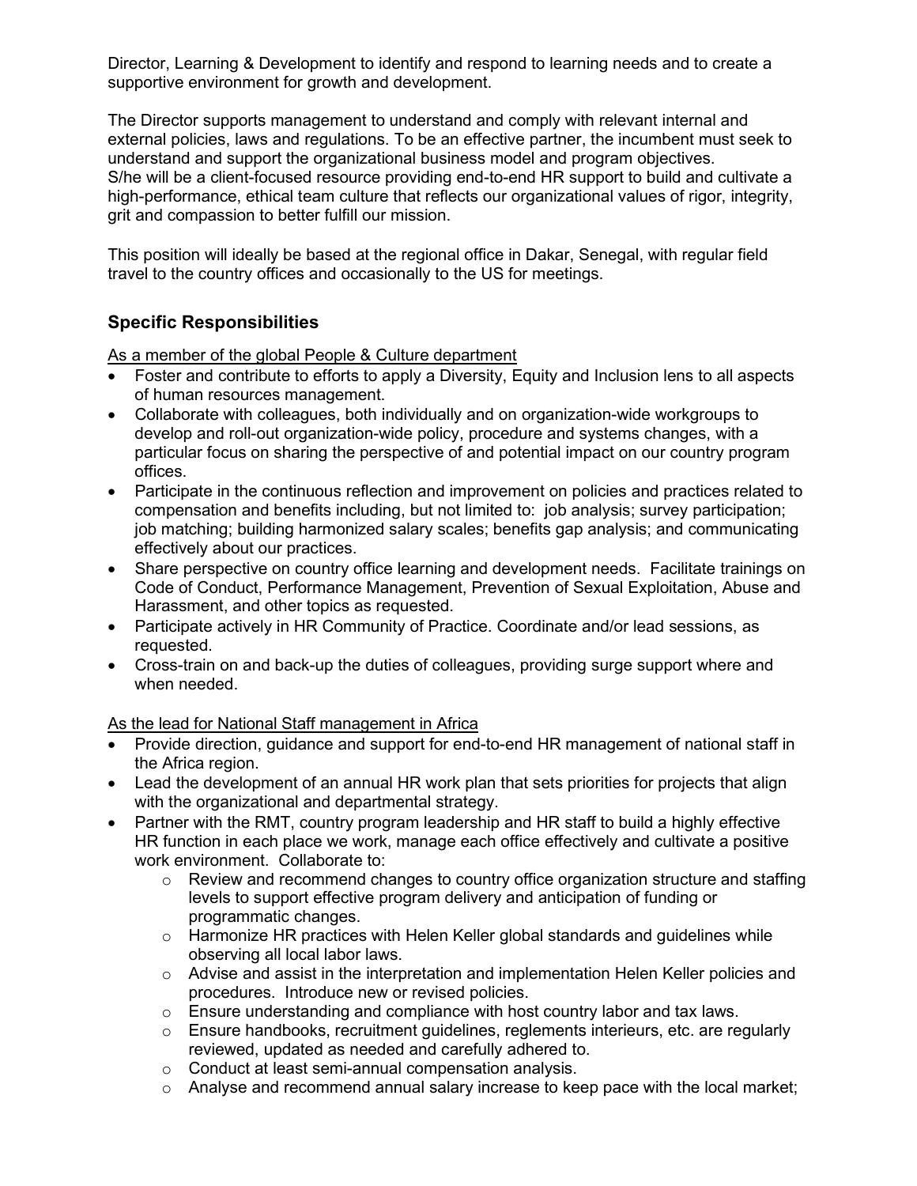Director, Learning & Development to identify and respond to learning needs and to create a supportive environment for growth and development.

The Director supports management to understand and comply with relevant internal and external policies, laws and regulations. To be an effective partner, the incumbent must seek to understand and support the organizational business model and program objectives. S/he will be a client-focused resource providing end-to-end HR support to build and cultivate a high-performance, ethical team culture that reflects our organizational values of rigor, integrity, grit and compassion to better fulfill our mission.

This position will ideally be based at the regional office in Dakar, Senegal, with regular field travel to the country offices and occasionally to the US for meetings.

## Specific Responsibilities

As a member of the global People & Culture department

- Foster and contribute to efforts to apply a Diversity, Equity and Inclusion lens to all aspects of human resources management.
- Collaborate with colleagues, both individually and on organization-wide workgroups to develop and roll-out organization-wide policy, procedure and systems changes, with a particular focus on sharing the perspective of and potential impact on our country program offices.
- Participate in the continuous reflection and improvement on policies and practices related to compensation and benefits including, but not limited to: job analysis; survey participation; job matching; building harmonized salary scales; benefits gap analysis; and communicating effectively about our practices.
- Share perspective on country office learning and development needs. Facilitate trainings on Code of Conduct, Performance Management, Prevention of Sexual Exploitation, Abuse and Harassment, and other topics as requested.
- Participate actively in HR Community of Practice. Coordinate and/or lead sessions, as requested.
- Cross-train on and back-up the duties of colleagues, providing surge support where and when needed.

As the lead for National Staff management in Africa

- Provide direction, guidance and support for end-to-end HR management of national staff in the Africa region.
- Lead the development of an annual HR work plan that sets priorities for projects that align with the organizational and departmental strategy.
- Partner with the RMT, country program leadership and HR staff to build a highly effective HR function in each place we work, manage each office effectively and cultivate a positive work environment. Collaborate to:
  - Review and recommend changes to country office organization structure and staffing levels to support effective program delivery and anticipation of funding or programmatic changes.
  - Harmonize HR practices with Helen Keller global standards and guidelines while observing all local labor laws.
  - Advise and assist in the interpretation and implementation Helen Keller policies and procedures. Introduce new or revised policies.
  - Ensure understanding and compliance with host country labor and tax laws.
  - Ensure handbooks, recruitment guidelines, reglements interieurs, etc. are regularly reviewed, updated as needed and carefully adhered to.
  - Conduct at least semi-annual compensation analysis.
  - Analyse and recommend annual salary increase to keep pace with the local market;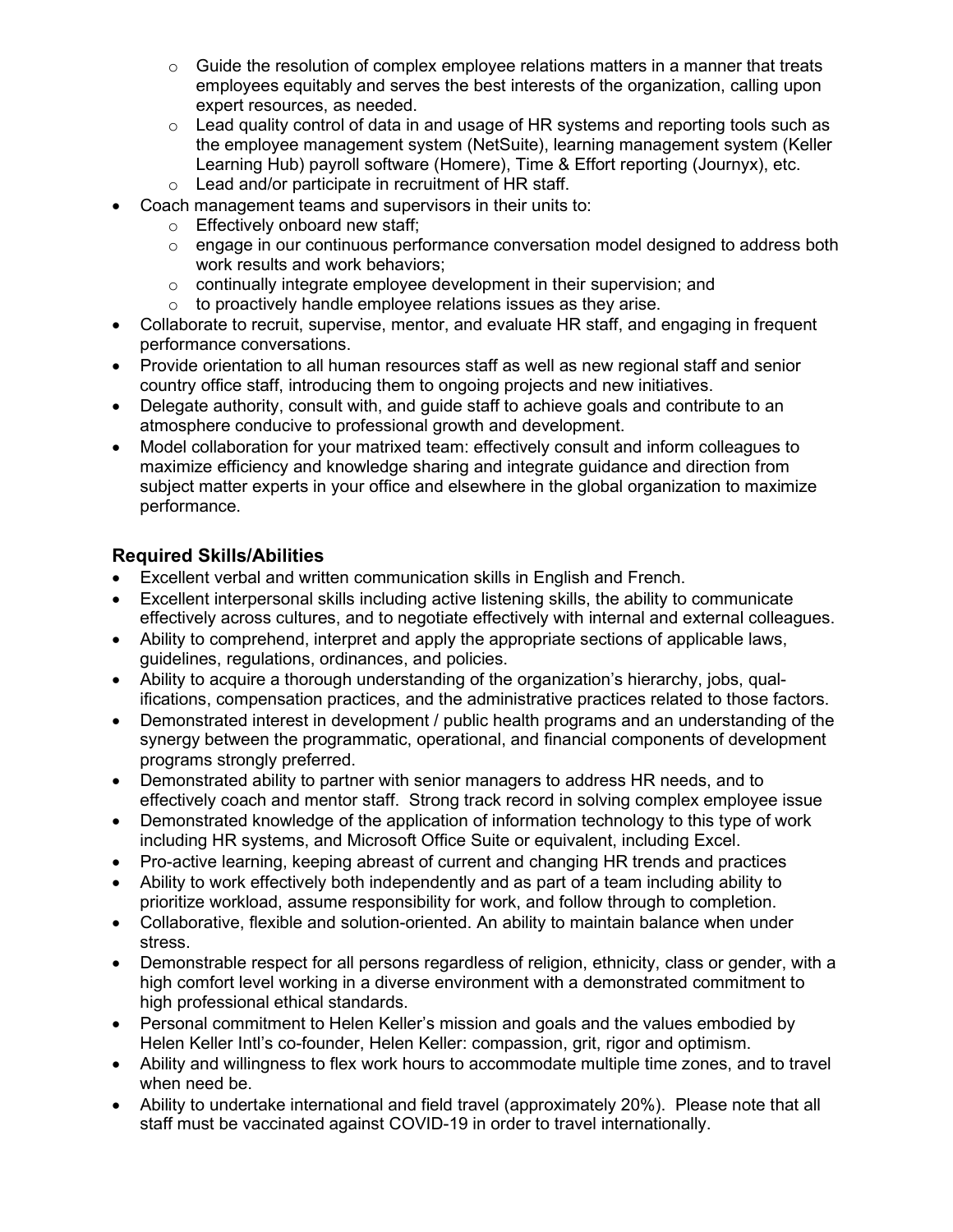- Guide the resolution of complex employee relations matters in a manner that treats employees equitably and serves the best interests of the organization, calling upon expert resources, as needed.
  - Lead quality control of data in and usage of HR systems and reporting tools such as the employee management system (NetSuite), learning management system (Keller Learning Hub) payroll software (Homere), Time & Effort reporting (Journyx), etc.
  - Lead and/or participate in recruitment of HR staff.
- Coach management teams and supervisors in their units to:
  - Effectively onboard new staff;
  - engage in our continuous performance conversation model designed to address both work results and work behaviors;
  - continually integrate employee development in their supervision; and
  - to proactively handle employee relations issues as they arise.
- Collaborate to recruit, supervise, mentor, and evaluate HR staff, and engaging in frequent performance conversations.
- Provide orientation to all human resources staff as well as new regional staff and senior country office staff, introducing them to ongoing projects and new initiatives.
- Delegate authority, consult with, and guide staff to achieve goals and contribute to an atmosphere conducive to professional growth and development.
- Model collaboration for your matrixed team: effectively consult and inform colleagues to maximize efficiency and knowledge sharing and integrate guidance and direction from subject matter experts in your office and elsewhere in the global organization to maximize performance.

### Required Skills/Abilities

- Excellent verbal and written communication skills in English and French.
- Excellent interpersonal skills including active listening skills, the ability to communicate effectively across cultures, and to negotiate effectively with internal and external colleagues.
- Ability to comprehend, interpret and apply the appropriate sections of applicable laws, guidelines, regulations, ordinances, and policies.
- Ability to acquire a thorough understanding of the organization's hierarchy, jobs, qualifications, compensation practices, and the administrative practices related to those factors.
- Demonstrated interest in development / public health programs and an understanding of the synergy between the programmatic, operational, and financial components of development programs strongly preferred.
- Demonstrated ability to partner with senior managers to address HR needs, and to effectively coach and mentor staff. Strong track record in solving complex employee issue
- Demonstrated knowledge of the application of information technology to this type of work including HR systems, and Microsoft Office Suite or equivalent, including Excel.
- Pro-active learning, keeping abreast of current and changing HR trends and practices
- Ability to work effectively both independently and as part of a team including ability to prioritize workload, assume responsibility for work, and follow through to completion.
- Collaborative, flexible and solution-oriented. An ability to maintain balance when under stress.
- Demonstrable respect for all persons regardless of religion, ethnicity, class or gender, with a high comfort level working in a diverse environment with a demonstrated commitment to high professional ethical standards.
- Personal commitment to Helen Keller's mission and goals and the values embodied by Helen Keller Intl's co-founder, Helen Keller: compassion, grit, rigor and optimism.
- Ability and willingness to flex work hours to accommodate multiple time zones, and to travel when need be.
- Ability to undertake international and field travel (approximately 20%). Please note that all staff must be vaccinated against COVID-19 in order to travel internationally.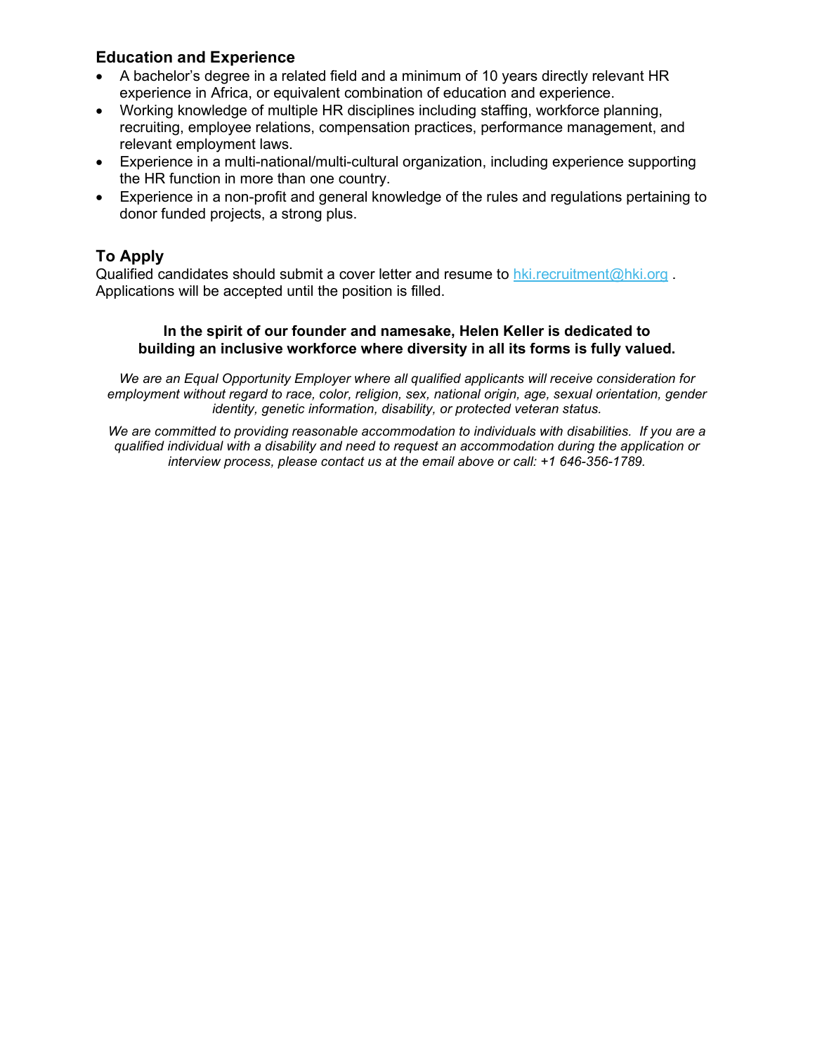## Education and Experience

- A bachelor's degree in a related field and a minimum of 10 years directly relevant HR experience in Africa, or equivalent combination of education and experience.
- Working knowledge of multiple HR disciplines including staffing, workforce planning, recruiting, employee relations, compensation practices, performance management, and relevant employment laws.
- Experience in a multi-national/multi-cultural organization, including experience supporting the HR function in more than one country.
- Experience in a non-profit and general knowledge of the rules and regulations pertaining to donor funded projects, a strong plus.

## To Apply

Qualified candidates should submit a cover letter and resume to hki.recruitment@hki.org . Applications will be accepted until the position is filled.

**In the spirit of our founder and namesake, Helen Keller is dedicated to building an inclusive workforce where diversity in all its forms is fully valued.**

*We are an Equal Opportunity Employer where all qualified applicants will receive consideration for employment without regard to race, color, religion, sex, national origin, age, sexual orientation, gender identity, genetic information, disability, or protected veteran status.*

*We are committed to providing reasonable accommodation to individuals with disabilities. If you are a qualified individual with a disability and need to request an accommodation during the application or interview process, please contact us at the email above or call: +1 646-356-1789.*